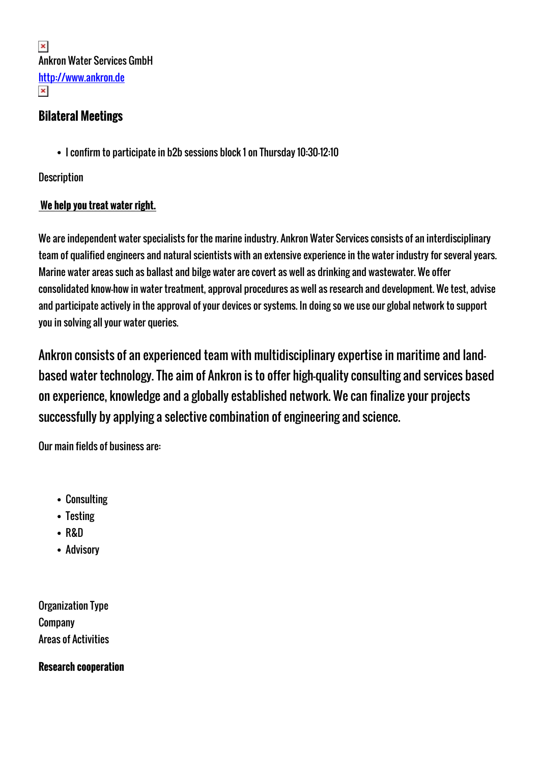Ankron Water Services GmbH

http://www.ankron.de

## Bilateral Meetings

- I confirm to participate in b2b sessions block 1 on Thursday 10:30-12:10

Description

**We help you treat water right.**

We are independent water specialists for the marine industry. Ankron Water Services consists of an interdisciplinary team of qualified engineers and natural scientists with an extensive experience in the water industry for several years. Marine water areas such as ballast and bilge water are covert as well as drinking and wastewater. We offer consolidated know-how in water treatment, approval procedures as well as research and development. We test, advise and participate actively in the approval of your devices or systems. In doing so we use our global network to support you in solving all your water queries.

Ankron consists of an experienced team with multidisciplinary expertise in maritime and land-based water technology. The aim of Ankron is to offer high-quality consulting and services based on experience, knowledge and a globally established network. We can finalize your projects successfully by applying a selective combination of engineering and science.

Our main fields of business are:

- Consulting
- Testing
- R&D
- Advisory

Organization Type

Company

Areas of Activities

**Research cooperation**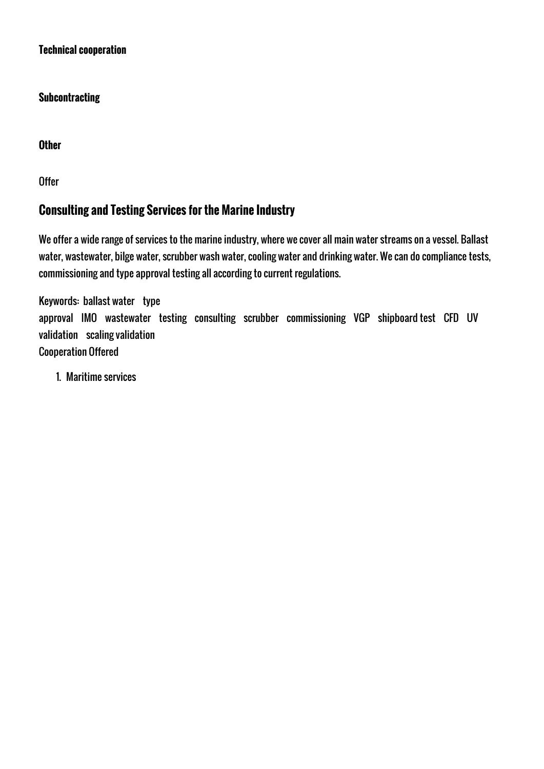**Technical cooperation**

**Subcontracting**

**Other**

Offer

## Consulting and Testing Services for the Marine Industry

We offer a wide range of services to the marine industry, where we cover all main water streams on a vessel. Ballast water, wastewater, bilge water, scrubber wash water, cooling water and drinking water. We can do compliance tests, commissioning and type approval testing all according to current regulations.

Keywords: ballast water type approval IMO wastewater testing consulting scrubber commissioning VGP shipboard test CFD UV validation scaling validation

Cooperation Offered

1. Maritime services